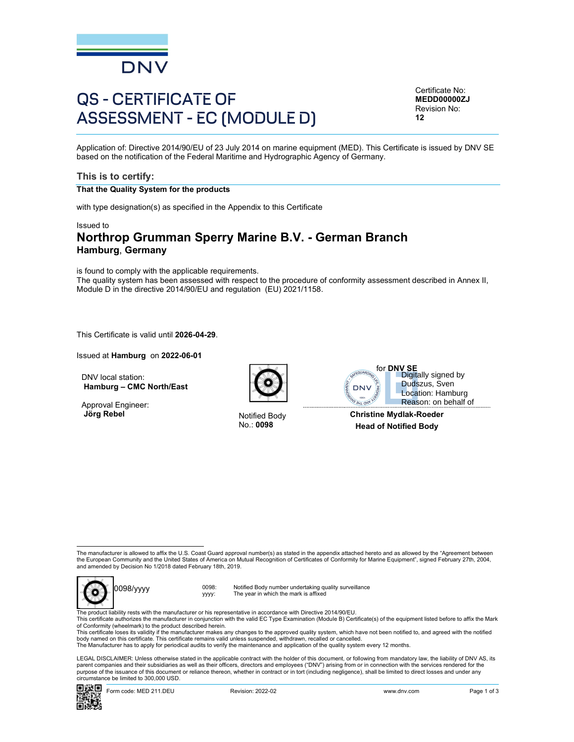# QS - CERTIFICATE OF ASSESSMENT - EC (MODULE D)

Certificate No:
**MEDD00000ZJ**
Revision No:
**12**

Application of: Directive 2014/90/EU of 23 July 2014 on marine equipment (MED). This Certificate is issued by DNV SE based on the notification of the Federal Maritime and Hydrographic Agency of Germany.

## This is to certify:

**That the Quality System for the products**

with type designation(s) as specified in the Appendix to this Certificate

Issued to

## Northrop Grumman Sperry Marine B.V. - German Branch

**Hamburg**, **Germany**

is found to comply with the applicable requirements.
The quality system has been assessed with respect to the procedure of conformity assessment described in Annex II, Module D in the directive 2014/90/EU and regulation (EU) 2021/1158.

This Certificate is valid until **2026-04-29**.

Issued at **Hamburg** on **2022-06-01**

DNV local station:
**Hamburg – CMC North/East**

Approval Engineer:
**Jörg Rebel**

Notified Body
No.: **0098**

for **DNV SE**

Digitally signed by Dudszus, Sven
Location: Hamburg
Reason: on behalf of

**Christine Mydlak-Roeder**
**Head of Notified Body**

---

The manufacturer is allowed to affix the U.S. Coast Guard approval number(s) as stated in the appendix attached hereto and as allowed by the "Agreement between the European Community and the United States of America on Mutual Recognition of Certificates of Conformity for Marine Equipment", signed February 27th, 2004, and amended by Decision No 1/2018 dated February 18th, 2019.

0098/yyyy

0098: Notified Body number undertaking quality surveillance
yyyy: The year in which the mark is affixed

The product liability rests with the manufacturer or his representative in accordance with Directive 2014/90/EU.
This certificate authorizes the manufacturer in conjunction with the valid EC Type Examination (Module B) Certificate(s) of the equipment listed before to affix the Mark of Conformity (wheelmark) to the product described herein.
This certificate loses its validity if the manufacturer makes any changes to the approved quality system, which have not been notified to, and agreed with the notified body named on this certificate. This certificate remains valid unless suspended, withdrawn, recalled or cancelled.
The Manufacturer has to apply for periodical audits to verify the maintenance and application of the quality system every 12 months.

LEGAL DISCLAIMER: Unless otherwise stated in the applicable contract with the holder of this document, or following from mandatory law, the liability of DNV AS, its parent companies and their subsidiaries as well as their officers, directors and employees ("DNV") arising from or in connection with the services rendered for the purpose of the issuance of this document or reliance thereon, whether in contract or in tort (including negligence), shall be limited to direct losses and under any circumstance be limited to 300,000 USD.

Form code: MED 211.DEU    Revision: 2022-02    www.dnv.com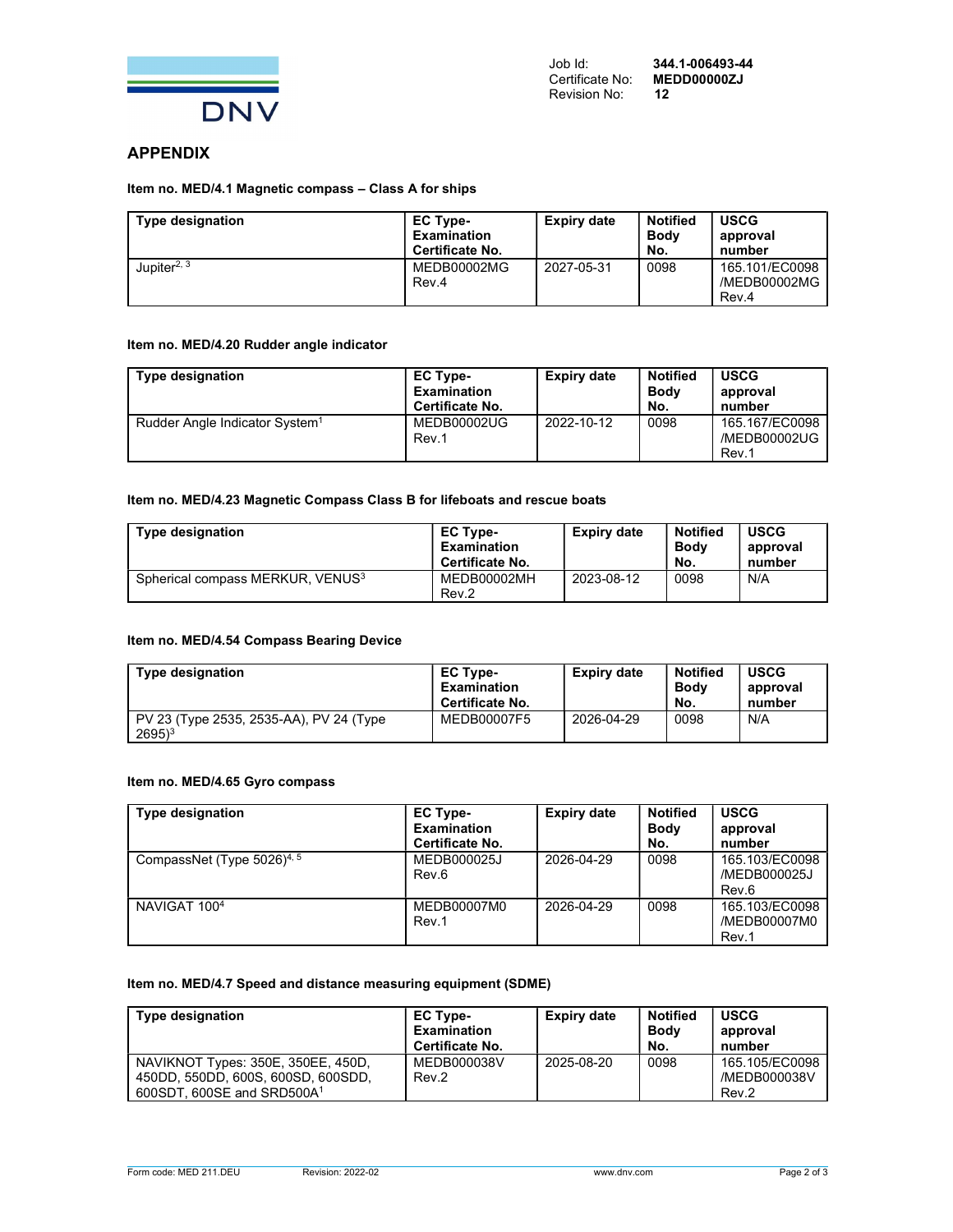Job Id: 344.1-006493-44
Certificate No: MEDD00000ZJ
Revision No: 12

## APPENDIX

### Item no. MED/4.1 Magnetic compass – Class A for ships

| Type designation | EC Type-Examination Certificate No. | Expiry date | Notified Body No. | USCG approval number |
|---|---|---|---|---|
| Jupiter[2, 3] | MEDB00002MG Rev.4 | 2027-05-31 | 0098 | 165.101/EC0098 /MEDB00002MG Rev.4 |

### Item no. MED/4.20 Rudder angle indicator

| Type designation | EC Type-Examination Certificate No. | Expiry date | Notified Body No. | USCG approval number |
|---|---|---|---|---|
| Rudder Angle Indicator System[1] | MEDB00002UG Rev.1 | 2022-10-12 | 0098 | 165.167/EC0098 /MEDB00002UG Rev.1 |

### Item no. MED/4.23 Magnetic Compass Class B for lifeboats and rescue boats

| Type designation | EC Type-Examination Certificate No. | Expiry date | Notified Body No. | USCG approval number |
|---|---|---|---|---|
| Spherical compass MERKUR, VENUS[3] | MEDB00002MH Rev.2 | 2023-08-12 | 0098 | N/A |

### Item no. MED/4.54 Compass Bearing Device

| Type designation | EC Type-Examination Certificate No. | Expiry date | Notified Body No. | USCG approval number |
|---|---|---|---|---|
| PV 23 (Type 2535, 2535-AA), PV 24 (Type 2695)[3] | MEDB00007F5 | 2026-04-29 | 0098 | N/A |

### Item no. MED/4.65 Gyro compass

| Type designation | EC Type-Examination Certificate No. | Expiry date | Notified Body No. | USCG approval number |
|---|---|---|---|---|
| CompassNet (Type 5026)[4, 5] | MEDB000025J Rev.6 | 2026-04-29 | 0098 | 165.103/EC0098 /MEDB000025J Rev.6 |
| NAVIGAT 100[4] | MEDB00007M0 Rev.1 | 2026-04-29 | 0098 | 165.103/EC0098 /MEDB00007M0 Rev.1 |

### Item no. MED/4.7 Speed and distance measuring equipment (SDME)

| Type designation | EC Type-Examination Certificate No. | Expiry date | Notified Body No. | USCG approval number |
|---|---|---|---|---|
| NAVIKNOT Types: 350E, 350EE, 450D, 450DD, 550DD, 600S, 600SD, 600SDD, 600SDT, 600SE and SRD500A[1] | MEDB000038V Rev.2 | 2025-08-20 | 0098 | 165.105/EC0098 /MEDB000038V Rev.2 |

Form code: MED 211.DEU Revision: 2022-02 www.dnv.com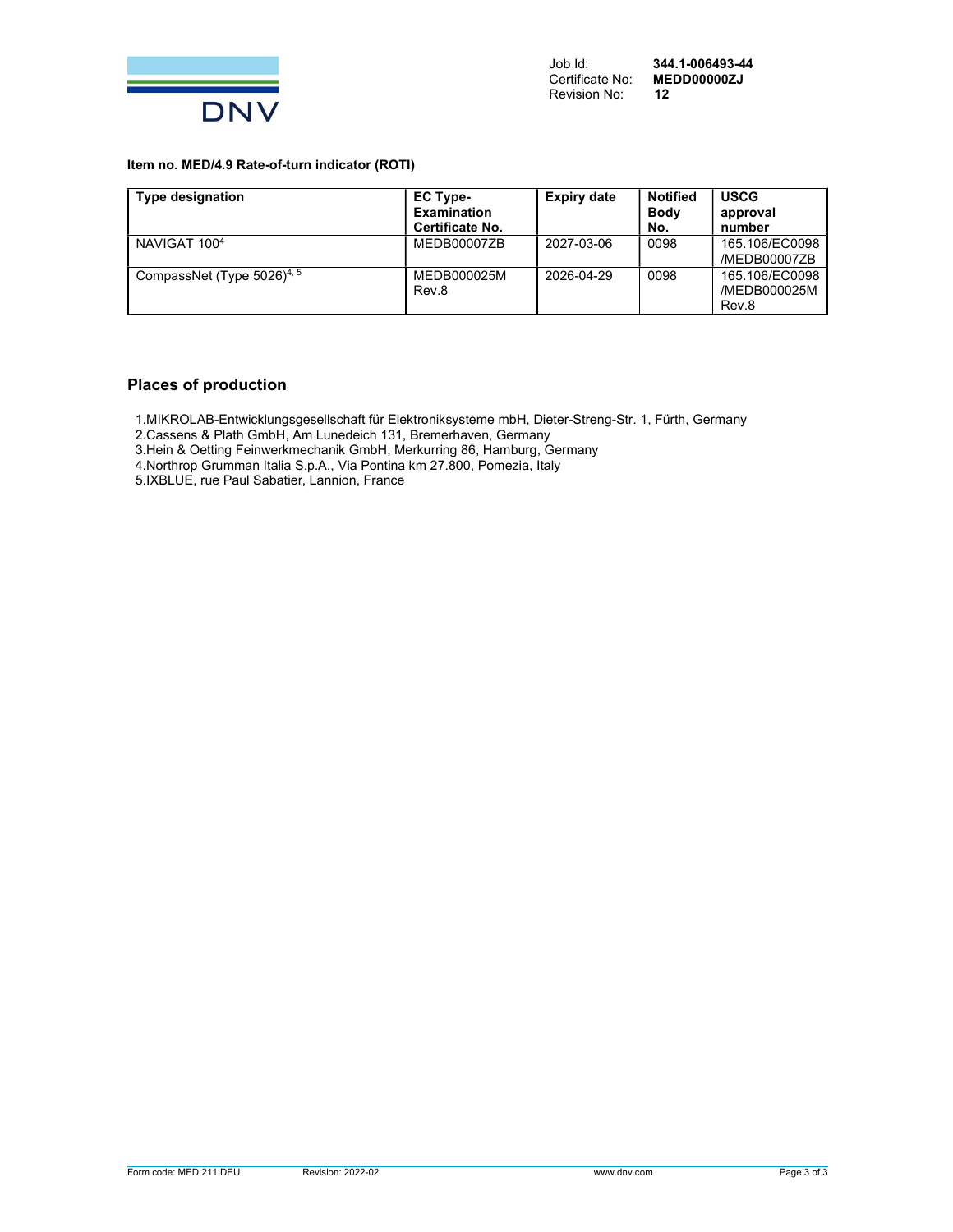**Item no. MED/4.9 Rate-of-turn indicator (ROTI)**

| Type designation | EC Type-Examination Certificate No. | Expiry date | Notified Body No. | USCG approval number |
|---|---|---|---|---|
| NAVIGAT 100[4] | MEDB00007ZB | 2027-03-06 | 0098 | 165.106/EC0098 /MEDB00007ZB |
| CompassNet (Type 5026)[4, 5] | MEDB000025M Rev.8 | 2026-04-29 | 0098 | 165.106/EC0098 /MEDB000025M Rev.8 |

## Places of production

1. MIKROLAB-Entwicklungsgesellschaft für Elektroniksysteme mbH, Dieter-Streng-Str. 1, Fürth, Germany
2. Cassens & Plath GmbH, Am Lunedeich 131, Bremerhaven, Germany
3. Hein & Oetting Feinwerkmechanik GmbH, Merkurring 86, Hamburg, Germany
4. Northrop Grumman Italia S.p.A., Via Pontina km 27.800, Pomezia, Italy
5. IXBLUE, rue Paul Sabatier, Lannion, France